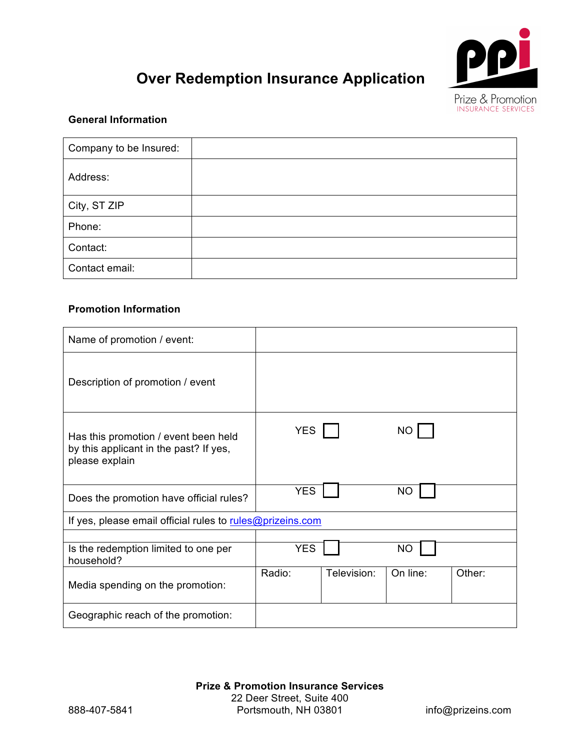# Over Redemption Insurance Application

Prize & Promotion INSURANCE SERVICES

## General Information

| | |
|---|---|
| Company to be Insured: | |
| Address: | |
| City, ST ZIP | |
| Phone: | |
| Contact: | |
| Contact email: | |

## Promotion Information

| | | | | |
|---|---|---|---|---|
| Name of promotion / event: | | | | |
| Description of promotion / event | | | | |
| Has this promotion / event been held by this applicant in the past? If yes, please explain | YES ☐ | | NO ☐ | |
| Does the promotion have official rules? | YES ☐ | | NO ☐ | |
| If yes, please email official rules to rules@prizeins.com | | | | |
| | | | | |
| Is the redemption limited to one per household? | YES ☐ | | NO ☐ | |
| Media spending on the promotion: | Radio: | Television: | On line: | Other: |
| Geographic reach of the promotion: | | | | |

**Prize & Promotion Insurance Services**
22 Deer Street, Suite 400
Portsmouth, NH 03801

888-407-5841

info@prizeins.com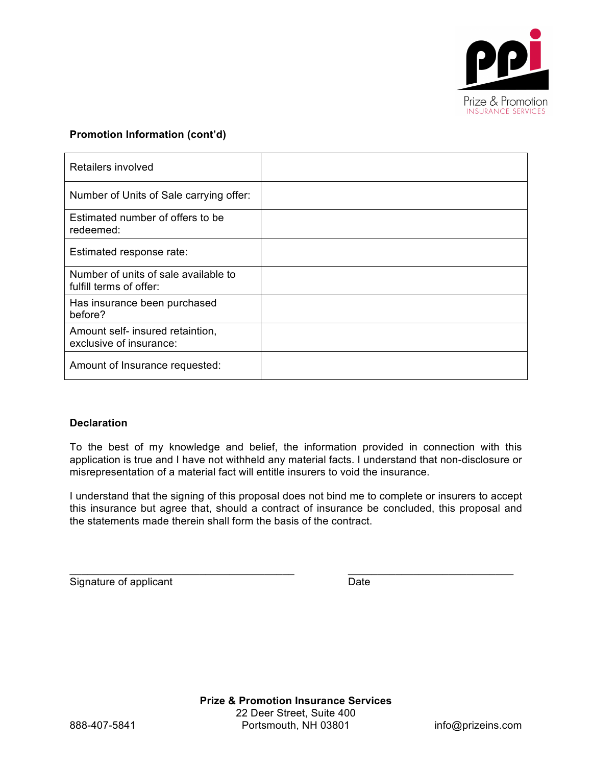**Promotion Information (cont'd)**

| | |
|---|---|
| Retailers involved | |
| Number of Units of Sale carrying offer: | |
| Estimated number of offers to be redeemed: | |
| Estimated response rate: | |
| Number of units of sale available to fulfill terms of offer: | |
| Has insurance been purchased before? | |
| Amount self- insured retaintion, exclusive of insurance: | |
| Amount of Insurance requested: | |

**Declaration**

To the best of my knowledge and belief, the information provided in connection with this application is true and I have not withheld any material facts. I understand that non-disclosure or misrepresentation of a material fact will entitle insurers to void the insurance.

I understand that the signing of this proposal does not bind me to complete or insurers to accept this insurance but agree that, should a contract of insurance be concluded, this proposal and the statements made therein shall form the basis of the contract.

________________________________________ ______________________________

Signature of applicant Date

**Prize & Promotion Insurance Services**
22 Deer Street, Suite 400
Portsmouth, NH 03801

888-407-5841 info@prizeins.com